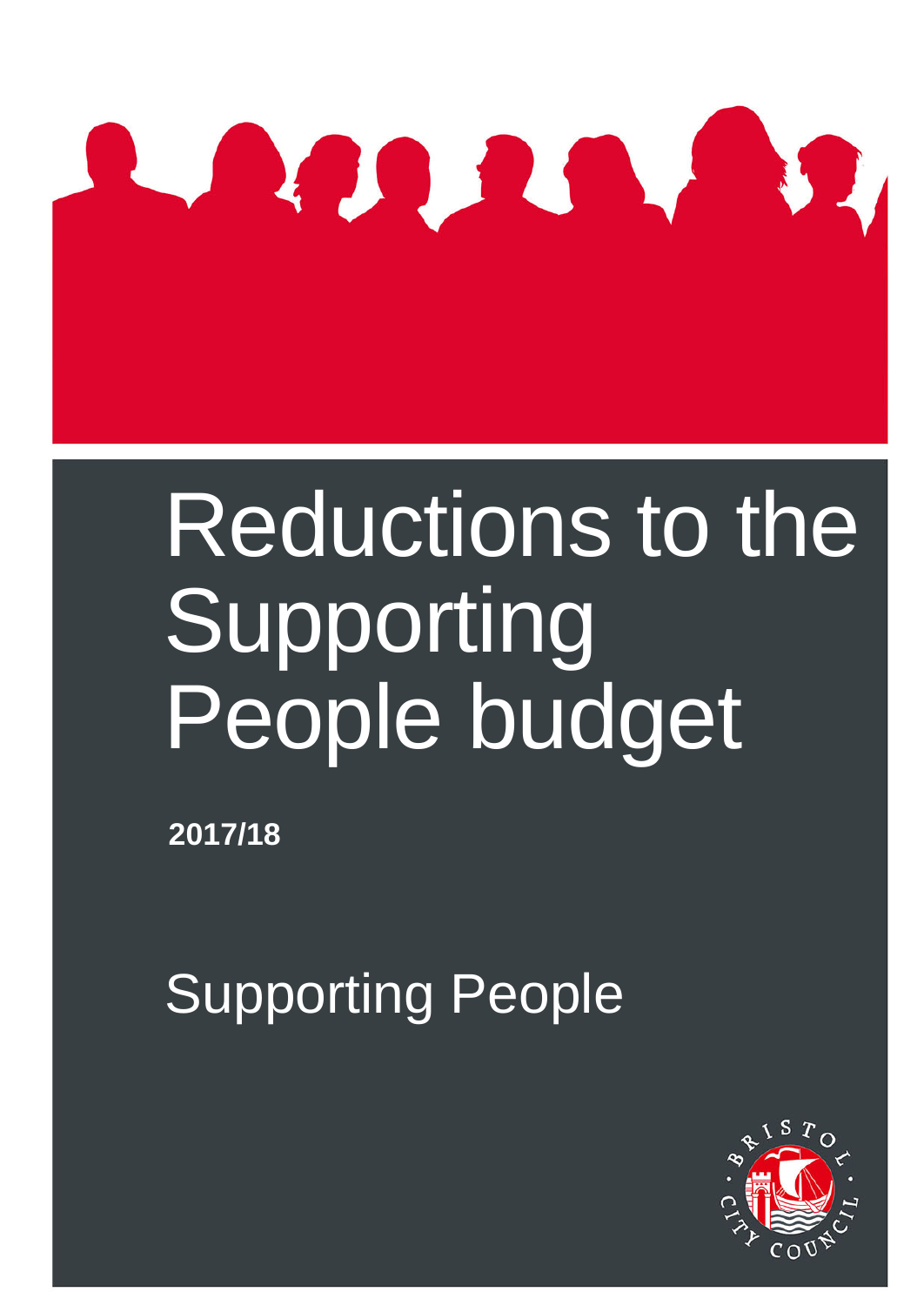# Reductions to the Supporting People budget

**2017/18**

## Supporting People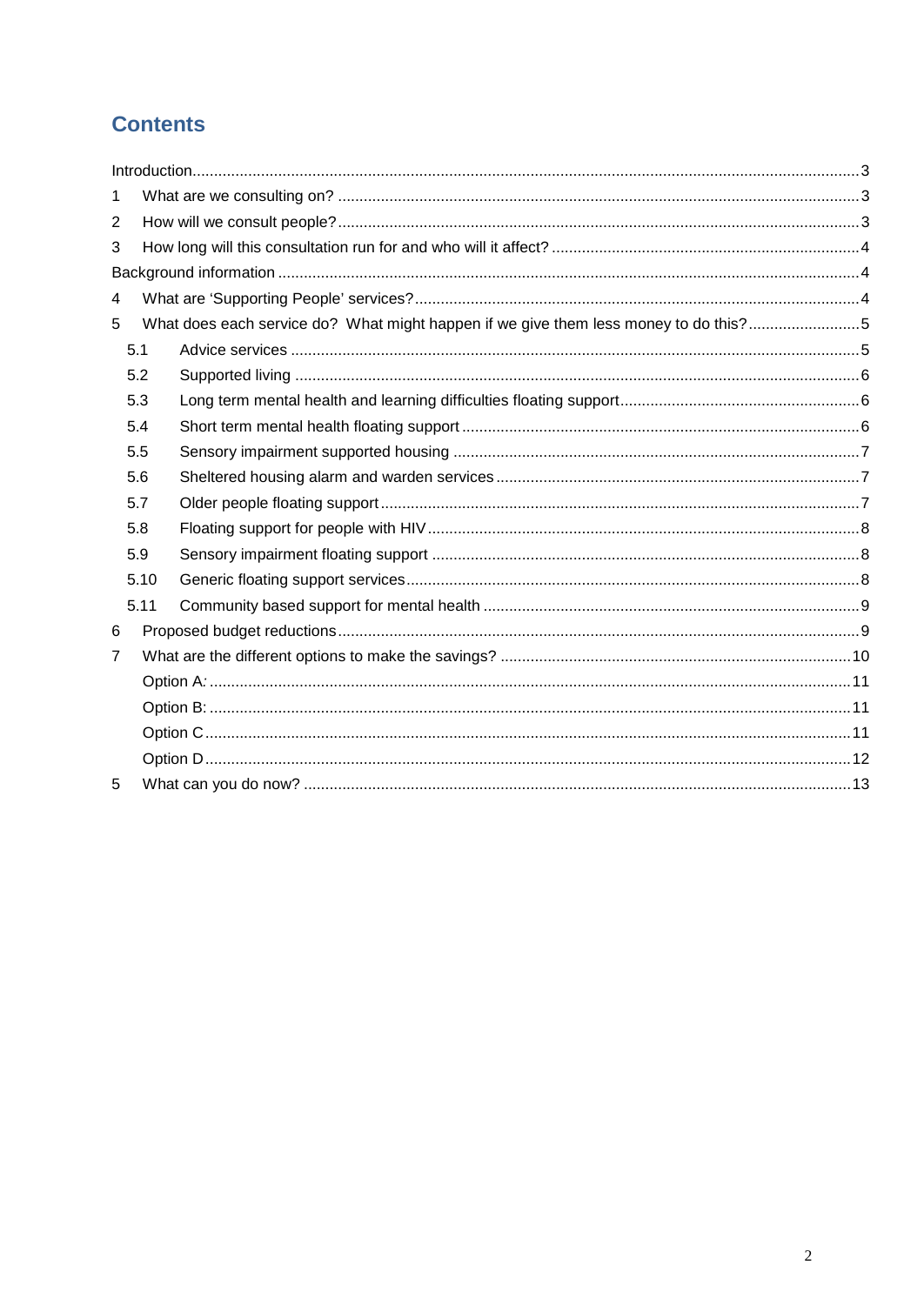# Contents

Introduction ..... 3

1 What are we consulting on? ..... 3

2 How will we consult people? ..... 3

3 How long will this consultation run for and who will it affect? ..... 4

Background information ..... 4

4 What are 'Supporting People' services? ..... 4

5 What does each service do? What might happen if we give them less money to do this? ..... 5

- 5.1 Advice services ..... 5
- 5.2 Supported living ..... 6
- 5.3 Long term mental health and learning difficulties floating support ..... 6
- 5.4 Short term mental health floating support ..... 6
- 5.5 Sensory impairment supported housing ..... 7
- 5.6 Sheltered housing alarm and warden services ..... 7
- 5.7 Older people floating support ..... 7
- 5.8 Floating support for people with HIV ..... 8
- 5.9 Sensory impairment floating support ..... 8
- 5.10 Generic floating support services ..... 8
- 5.11 Community based support for mental health ..... 9

6 Proposed budget reductions ..... 9

7 What are the different options to make the savings? ..... 10

- Option A: ..... 11
- Option B: ..... 11
- Option C ..... 11
- Option D ..... 12

5 What can you do now? ..... 13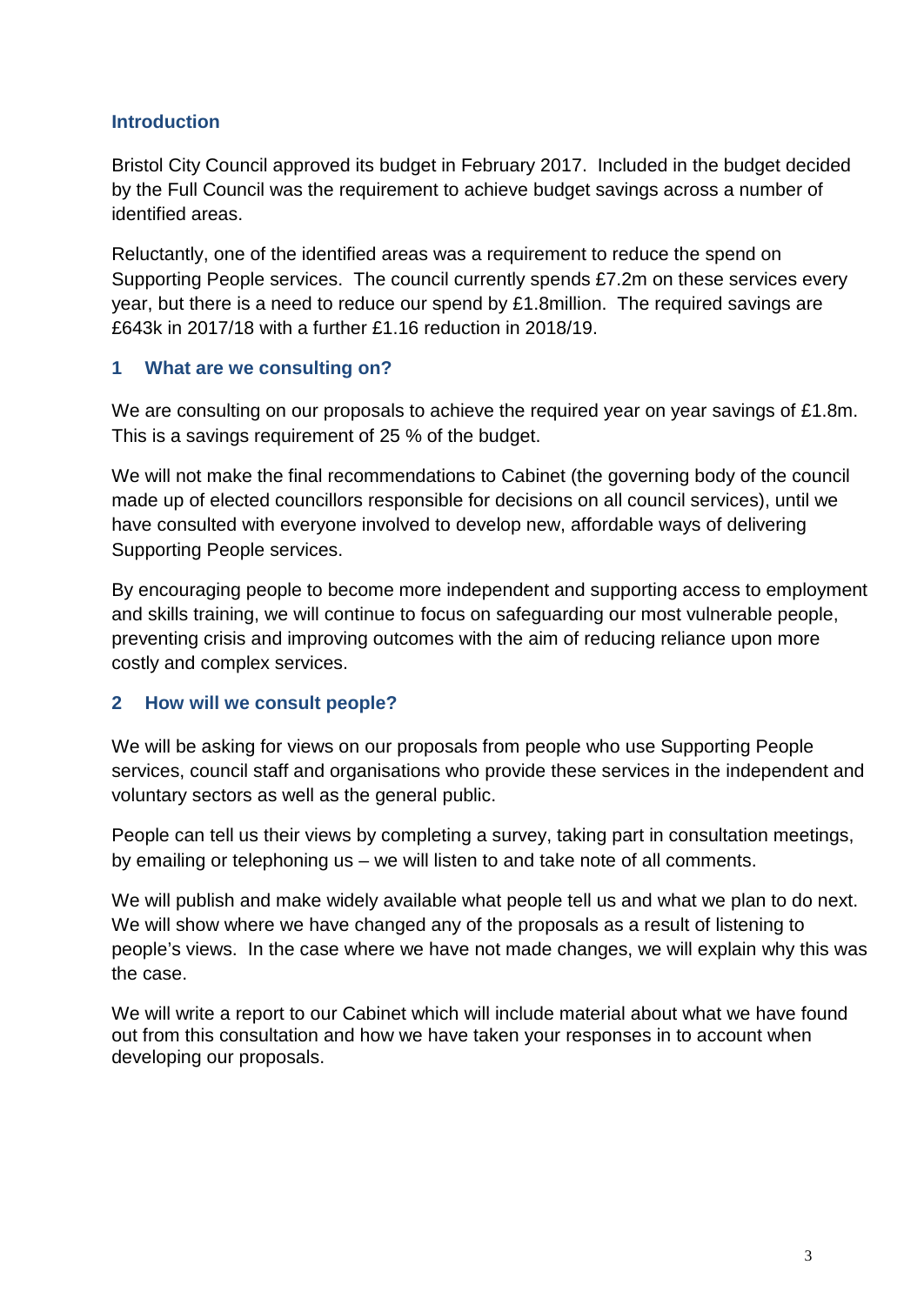## Introduction

Bristol City Council approved its budget in February 2017. Included in the budget decided by the Full Council was the requirement to achieve budget savings across a number of identified areas.

Reluctantly, one of the identified areas was a requirement to reduce the spend on Supporting People services. The council currently spends £7.2m on these services every year, but there is a need to reduce our spend by £1.8million. The required savings are £643k in 2017/18 with a further £1.16 reduction in 2018/19.

## 1 What are we consulting on?

We are consulting on our proposals to achieve the required year on year savings of £1.8m. This is a savings requirement of 25 % of the budget.

We will not make the final recommendations to Cabinet (the governing body of the council made up of elected councillors responsible for decisions on all council services), until we have consulted with everyone involved to develop new, affordable ways of delivering Supporting People services.

By encouraging people to become more independent and supporting access to employment and skills training, we will continue to focus on safeguarding our most vulnerable people, preventing crisis and improving outcomes with the aim of reducing reliance upon more costly and complex services.

## 2 How will we consult people?

We will be asking for views on our proposals from people who use Supporting People services, council staff and organisations who provide these services in the independent and voluntary sectors as well as the general public.

People can tell us their views by completing a survey, taking part in consultation meetings, by emailing or telephoning us – we will listen to and take note of all comments.

We will publish and make widely available what people tell us and what we plan to do next. We will show where we have changed any of the proposals as a result of listening to people's views. In the case where we have not made changes, we will explain why this was the case.

We will write a report to our Cabinet which will include material about what we have found out from this consultation and how we have taken your responses in to account when developing our proposals.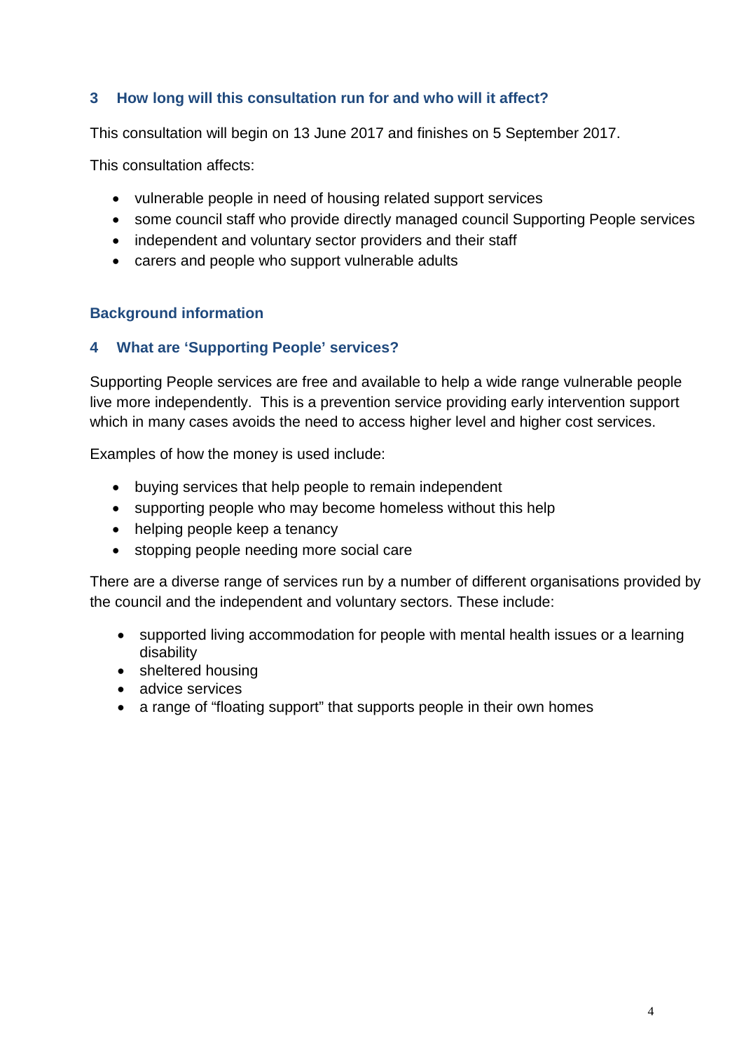## 3 How long will this consultation run for and who will it affect?

This consultation will begin on 13 June 2017 and finishes on 5 September 2017.

This consultation affects:

- vulnerable people in need of housing related support services
- some council staff who provide directly managed council Supporting People services
- independent and voluntary sector providers and their staff
- carers and people who support vulnerable adults

## Background information

## 4 What are 'Supporting People' services?

Supporting People services are free and available to help a wide range vulnerable people live more independently. This is a prevention service providing early intervention support which in many cases avoids the need to access higher level and higher cost services.

Examples of how the money is used include:

- buying services that help people to remain independent
- supporting people who may become homeless without this help
- helping people keep a tenancy
- stopping people needing more social care

There are a diverse range of services run by a number of different organisations provided by the council and the independent and voluntary sectors. These include:

- supported living accommodation for people with mental health issues or a learning disability
- sheltered housing
- advice services
- a range of "floating support" that supports people in their own homes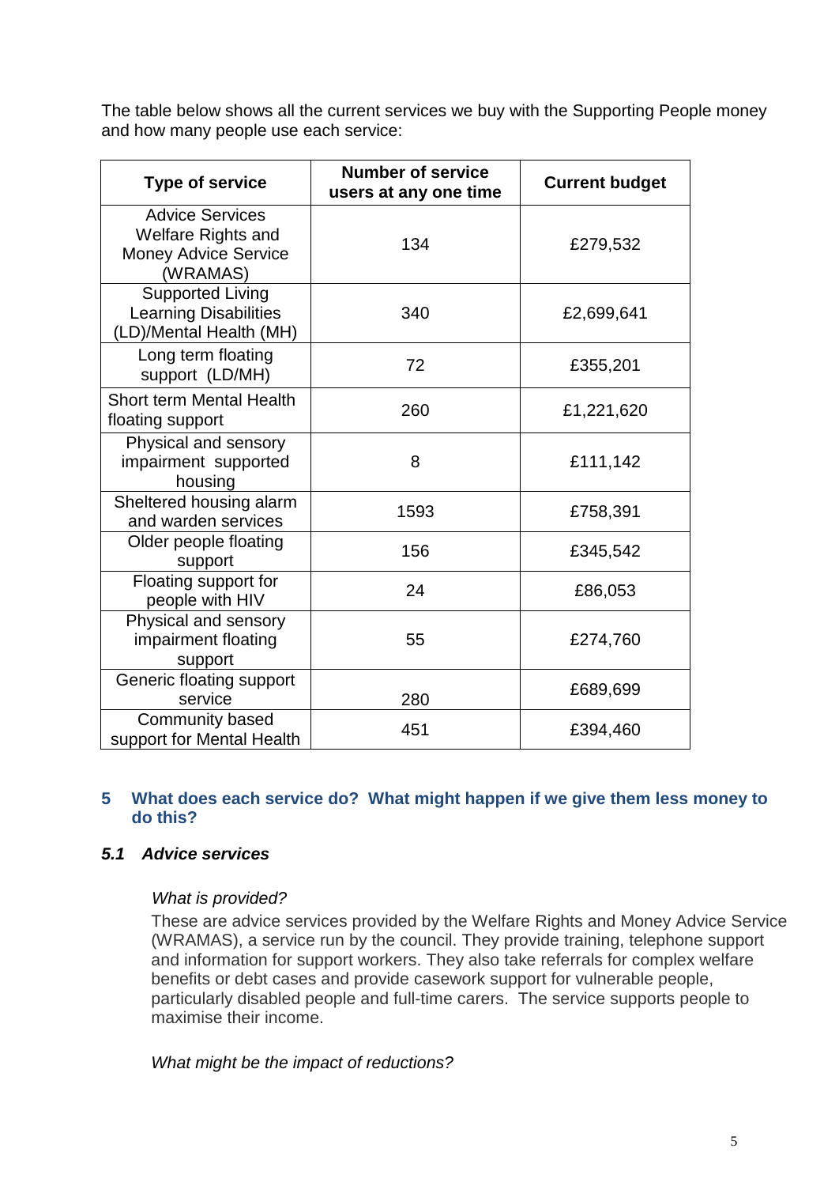The table below shows all the current services we buy with the Supporting People money and how many people use each service:

| Type of service | Number of service users at any one time | Current budget |
|---|---|---|
| Advice Services Welfare Rights and Money Advice Service (WRAMAS) | 134 | £279,532 |
| Supported Living Learning Disabilities (LD)/Mental Health (MH) | 340 | £2,699,641 |
| Long term floating support (LD/MH) | 72 | £355,201 |
| Short term Mental Health floating support | 260 | £1,221,620 |
| Physical and sensory impairment supported housing | 8 | £111,142 |
| Sheltered housing alarm and warden services | 1593 | £758,391 |
| Older people floating support | 156 | £345,542 |
| Floating support for people with HIV | 24 | £86,053 |
| Physical and sensory impairment floating support | 55 | £274,760 |
| Generic floating support service | 280 | £689,699 |
| Community based support for Mental Health | 451 | £394,460 |

## 5 What does each service do? What might happen if we give them less money to do this?

### *5.1 Advice services*

*What is provided?*

These are advice services provided by the Welfare Rights and Money Advice Service (WRAMAS), a service run by the council. They provide training, telephone support and information for support workers. They also take referrals for complex welfare benefits or debt cases and provide casework support for vulnerable people, particularly disabled people and full-time carers. The service supports people to maximise their income.

*What might be the impact of reductions?*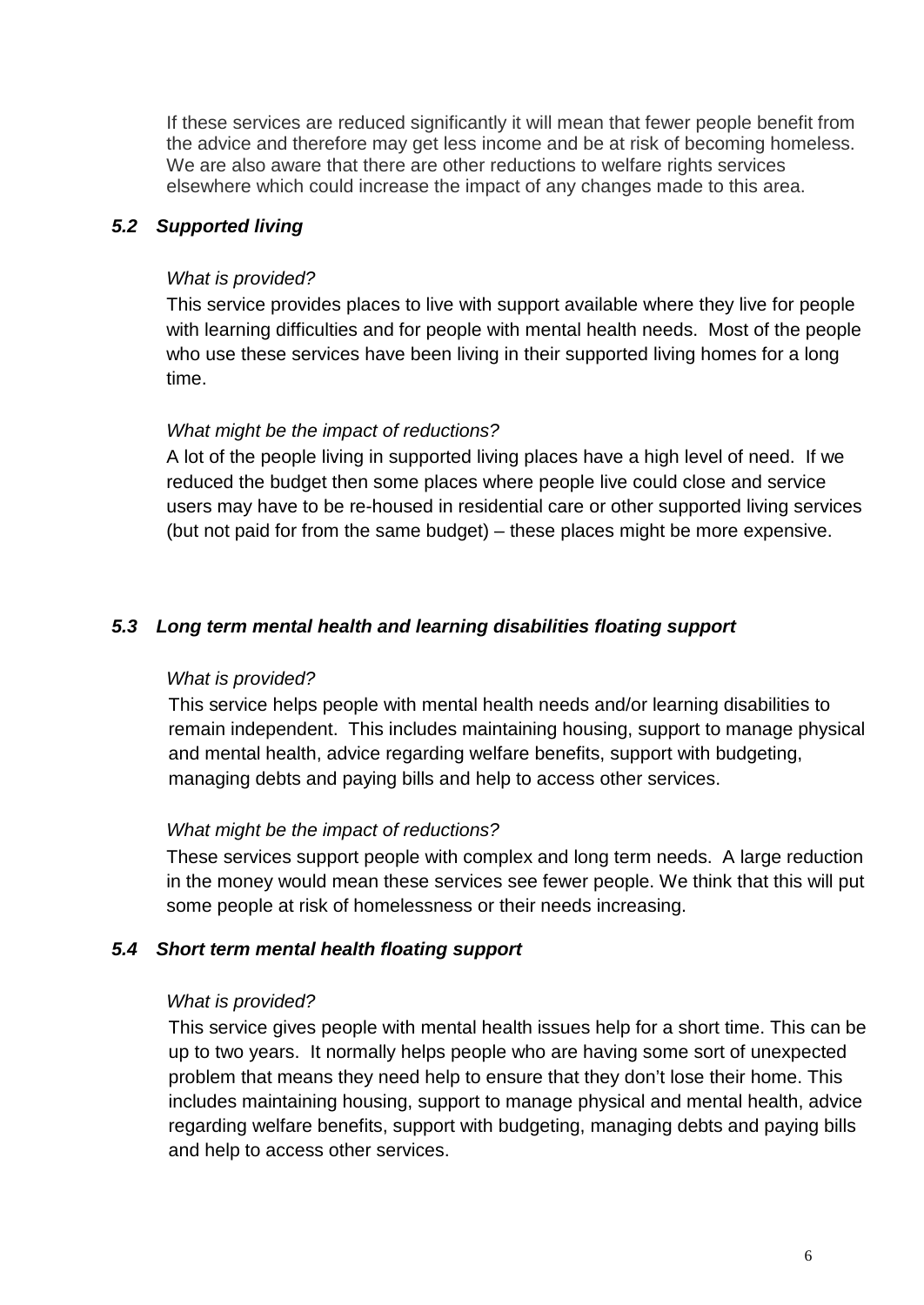If these services are reduced significantly it will mean that fewer people benefit from the advice and therefore may get less income and be at risk of becoming homeless. We are also aware that there are other reductions to welfare rights services elsewhere which could increase the impact of any changes made to this area.

### *5.2 Supported living*

*What is provided?*

This service provides places to live with support available where they live for people with learning difficulties and for people with mental health needs. Most of the people who use these services have been living in their supported living homes for a long time.

*What might be the impact of reductions?*

A lot of the people living in supported living places have a high level of need. If we reduced the budget then some places where people live could close and service users may have to be re-housed in residential care or other supported living services (but not paid for from the same budget) – these places might be more expensive.

### *5.3 Long term mental health and learning disabilities floating support*

*What is provided?*

This service helps people with mental health needs and/or learning disabilities to remain independent. This includes maintaining housing, support to manage physical and mental health, advice regarding welfare benefits, support with budgeting, managing debts and paying bills and help to access other services.

*What might be the impact of reductions?*

These services support people with complex and long term needs. A large reduction in the money would mean these services see fewer people. We think that this will put some people at risk of homelessness or their needs increasing.

### *5.4 Short term mental health floating support*

*What is provided?*

This service gives people with mental health issues help for a short time. This can be up to two years. It normally helps people who are having some sort of unexpected problem that means they need help to ensure that they don't lose their home. This includes maintaining housing, support to manage physical and mental health, advice regarding welfare benefits, support with budgeting, managing debts and paying bills and help to access other services.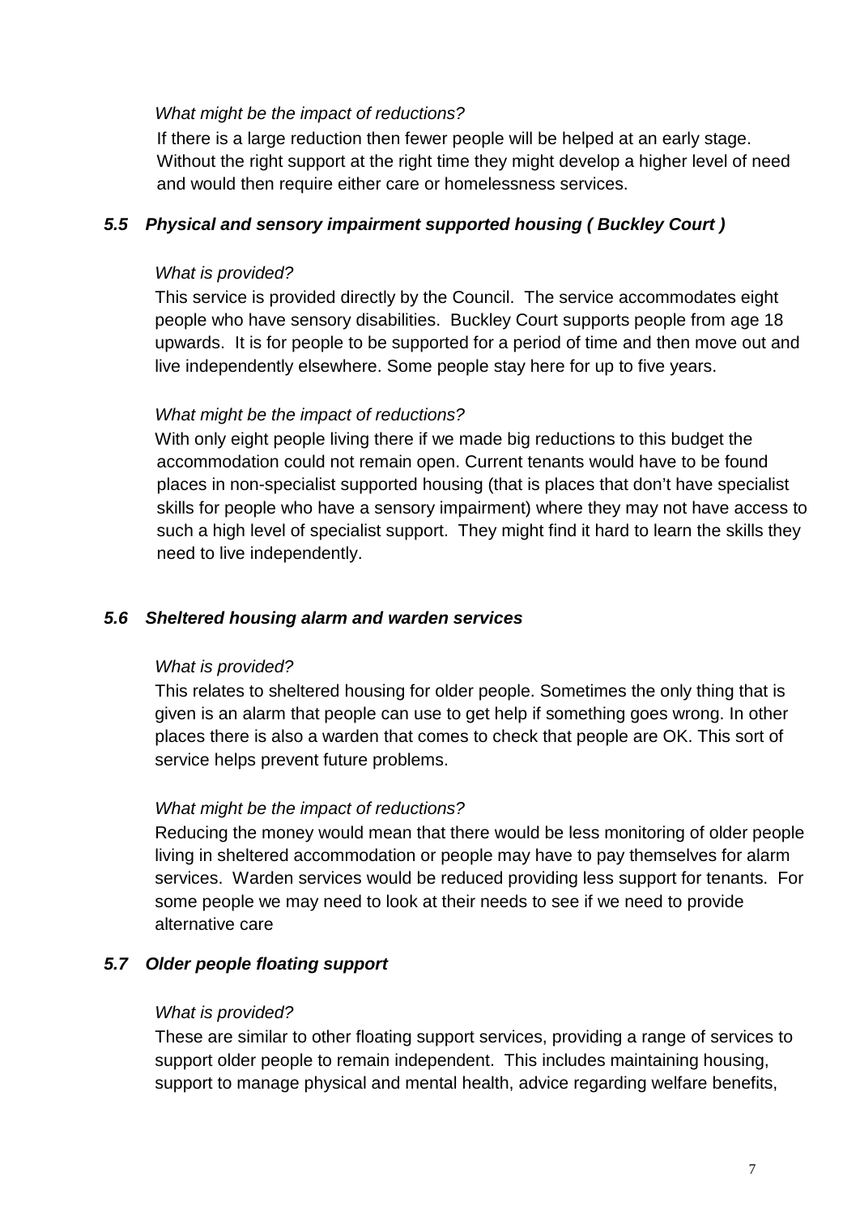*What might be the impact of reductions?*

If there is a large reduction then fewer people will be helped at an early stage. Without the right support at the right time they might develop a higher level of need and would then require either care or homelessness services.

### *5.5 Physical and sensory impairment supported housing ( Buckley Court )*

*What is provided?*

This service is provided directly by the Council. The service accommodates eight people who have sensory disabilities. Buckley Court supports people from age 18 upwards. It is for people to be supported for a period of time and then move out and live independently elsewhere. Some people stay here for up to five years.

*What might be the impact of reductions?*

With only eight people living there if we made big reductions to this budget the accommodation could not remain open. Current tenants would have to be found places in non-specialist supported housing (that is places that don't have specialist skills for people who have a sensory impairment) where they may not have access to such a high level of specialist support. They might find it hard to learn the skills they need to live independently.

### *5.6 Sheltered housing alarm and warden services*

*What is provided?*

This relates to sheltered housing for older people. Sometimes the only thing that is given is an alarm that people can use to get help if something goes wrong. In other places there is also a warden that comes to check that people are OK. This sort of service helps prevent future problems.

*What might be the impact of reductions?*

Reducing the money would mean that there would be less monitoring of older people living in sheltered accommodation or people may have to pay themselves for alarm services. Warden services would be reduced providing less support for tenants. For some people we may need to look at their needs to see if we need to provide alternative care

### *5.7 Older people floating support*

*What is provided?*

These are similar to other floating support services, providing a range of services to support older people to remain independent. This includes maintaining housing, support to manage physical and mental health, advice regarding welfare benefits,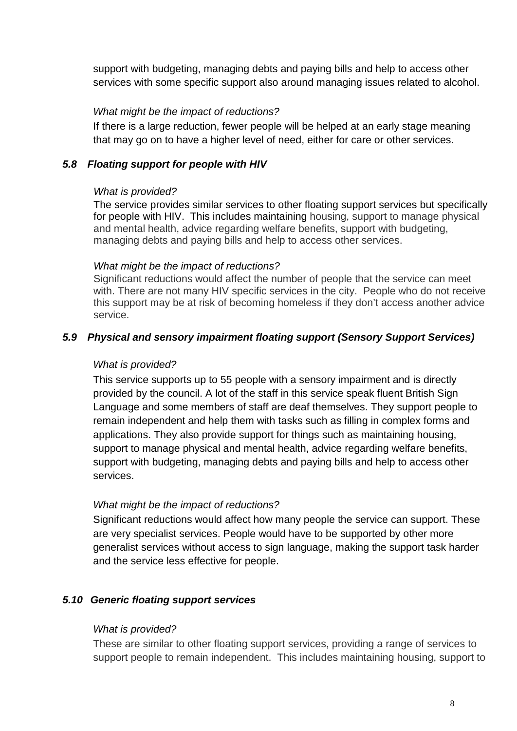support with budgeting, managing debts and paying bills and help to access other services with some specific support also around managing issues related to alcohol.

*What might be the impact of reductions?*

If there is a large reduction, fewer people will be helped at an early stage meaning that may go on to have a higher level of need, either for care or other services.

### *5.8 Floating support for people with HIV*

*What is provided?*

The service provides similar services to other floating support services but specifically for people with HIV. This includes maintaining housing, support to manage physical and mental health, advice regarding welfare benefits, support with budgeting, managing debts and paying bills and help to access other services.

*What might be the impact of reductions?*

Significant reductions would affect the number of people that the service can meet with. There are not many HIV specific services in the city. People who do not receive this support may be at risk of becoming homeless if they don't access another advice service.

### *5.9 Physical and sensory impairment floating support (Sensory Support Services)*

*What is provided?*

This service supports up to 55 people with a sensory impairment and is directly provided by the council. A lot of the staff in this service speak fluent British Sign Language and some members of staff are deaf themselves. They support people to remain independent and help them with tasks such as filling in complex forms and applications. They also provide support for things such as maintaining housing, support to manage physical and mental health, advice regarding welfare benefits, support with budgeting, managing debts and paying bills and help to access other services.

*What might be the impact of reductions?*

Significant reductions would affect how many people the service can support. These are very specialist services. People would have to be supported by other more generalist services without access to sign language, making the support task harder and the service less effective for people.

### *5.10 Generic floating support services*

*What is provided?*

These are similar to other floating support services, providing a range of services to support people to remain independent. This includes maintaining housing, support to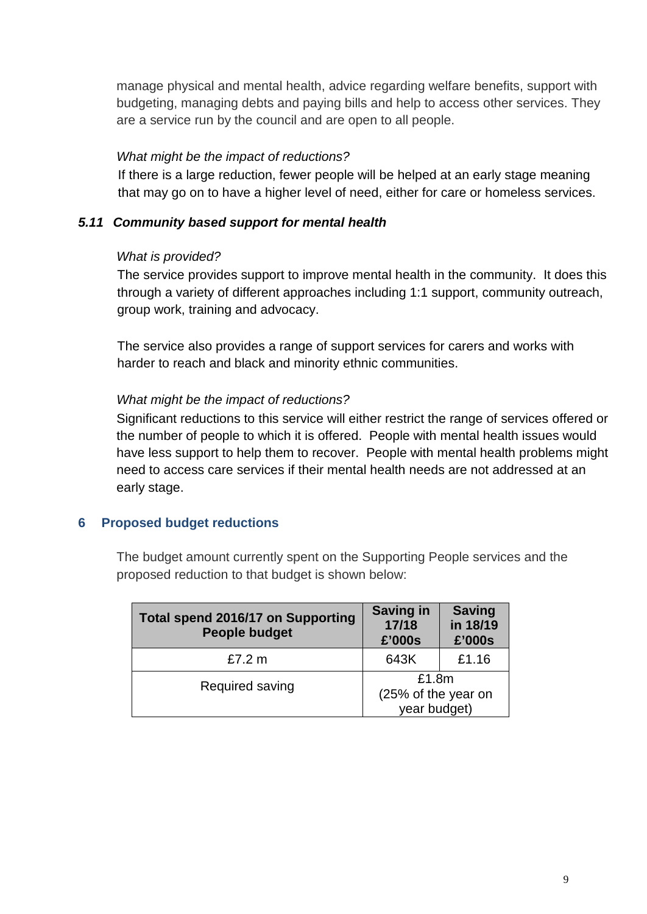manage physical and mental health, advice regarding welfare benefits, support with budgeting, managing debts and paying bills and help to access other services. They are a service run by the council and are open to all people.

*What might be the impact of reductions?*

If there is a large reduction, fewer people will be helped at an early stage meaning that may go on to have a higher level of need, either for care or homeless services.

### *5.11 Community based support for mental health*

*What is provided?*

The service provides support to improve mental health in the community. It does this through a variety of different approaches including 1:1 support, community outreach, group work, training and advocacy.

The service also provides a range of support services for carers and works with harder to reach and black and minority ethnic communities.

*What might be the impact of reductions?*

Significant reductions to this service will either restrict the range of services offered or the number of people to which it is offered. People with mental health issues would have less support to help them to recover. People with mental health problems might need to access care services if their mental health needs are not addressed at an early stage.

## 6 Proposed budget reductions

The budget amount currently spent on the Supporting People services and the proposed reduction to that budget is shown below:

| Total spend 2016/17 on Supporting People budget | Saving in 17/18 £'000s | Saving in 18/19 £'000s |
|---|---|---|
| £7.2 m | 643K | £1.16 |
| Required saving | £1.8m (25% of the year on year budget) | |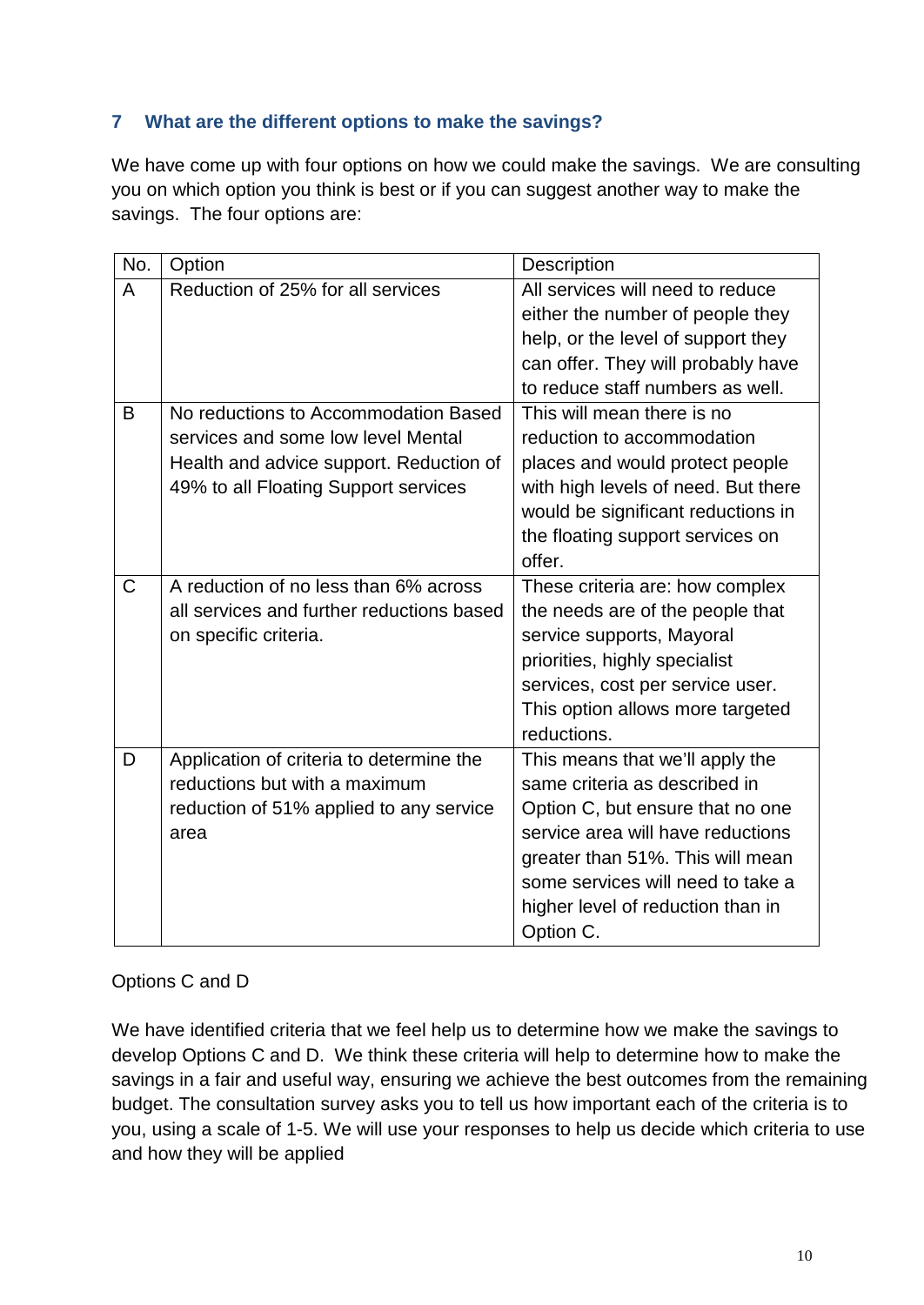## 7 What are the different options to make the savings?

We have come up with four options on how we could make the savings. We are consulting you on which option you think is best or if you can suggest another way to make the savings. The four options are:

| No. | Option | Description |
|---|---|---|
| A | Reduction of 25% for all services | All services will need to reduce either the number of people they help, or the level of support they can offer. They will probably have to reduce staff numbers as well. |
| B | No reductions to Accommodation Based services and some low level Mental Health and advice support. Reduction of 49% to all Floating Support services | This will mean there is no reduction to accommodation places and would protect people with high levels of need. But there would be significant reductions in the floating support services on offer. |
| C | A reduction of no less than 6% across all services and further reductions based on specific criteria. | These criteria are: how complex the needs are of the people that service supports, Mayoral priorities, highly specialist services, cost per service user. This option allows more targeted reductions. |
| D | Application of criteria to determine the reductions but with a maximum reduction of 51% applied to any service area | This means that we'll apply the same criteria as described in Option C, but ensure that no one service area will have reductions greater than 51%. This will mean some services will need to take a higher level of reduction than in Option C. |

Options C and D

We have identified criteria that we feel help us to determine how we make the savings to develop Options C and D. We think these criteria will help to determine how to make the savings in a fair and useful way, ensuring we achieve the best outcomes from the remaining budget. The consultation survey asks you to tell us how important each of the criteria is to you, using a scale of 1-5. We will use your responses to help us decide which criteria to use and how they will be applied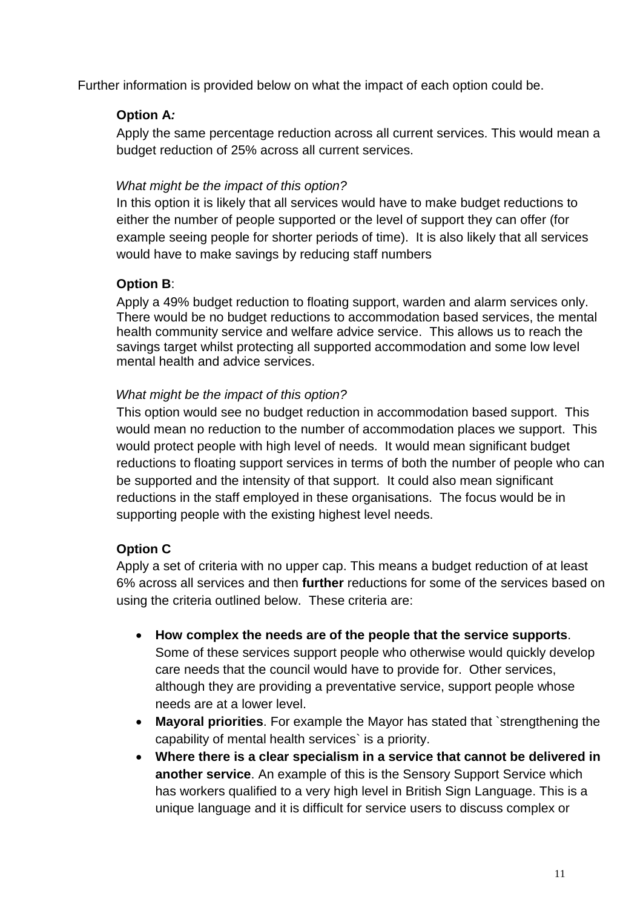Further information is provided below on what the impact of each option could be.

**Option A*:***

Apply the same percentage reduction across all current services. This would mean a budget reduction of 25% across all current services.

*What might be the impact of this option?*

In this option it is likely that all services would have to make budget reductions to either the number of people supported or the level of support they can offer (for example seeing people for shorter periods of time). It is also likely that all services would have to make savings by reducing staff numbers

**Option B**:

Apply a 49% budget reduction to floating support, warden and alarm services only. There would be no budget reductions to accommodation based services, the mental health community service and welfare advice service. This allows us to reach the savings target whilst protecting all supported accommodation and some low level mental health and advice services.

*What might be the impact of this option?*

This option would see no budget reduction in accommodation based support. This would mean no reduction to the number of accommodation places we support. This would protect people with high level of needs. It would mean significant budget reductions to floating support services in terms of both the number of people who can be supported and the intensity of that support. It could also mean significant reductions in the staff employed in these organisations. The focus would be in supporting people with the existing highest level needs.

**Option C**

Apply a set of criteria with no upper cap. This means a budget reduction of at least 6% across all services and then **further** reductions for some of the services based on using the criteria outlined below. These criteria are:

- **How complex the needs are of the people that the service supports**. Some of these services support people who otherwise would quickly develop care needs that the council would have to provide for. Other services, although they are providing a preventative service, support people whose needs are at a lower level.
- **Mayoral priorities**. For example the Mayor has stated that `strengthening the capability of mental health services` is a priority.
- **Where there is a clear specialism in a service that cannot be delivered in another service**. An example of this is the Sensory Support Service which has workers qualified to a very high level in British Sign Language. This is a unique language and it is difficult for service users to discuss complex or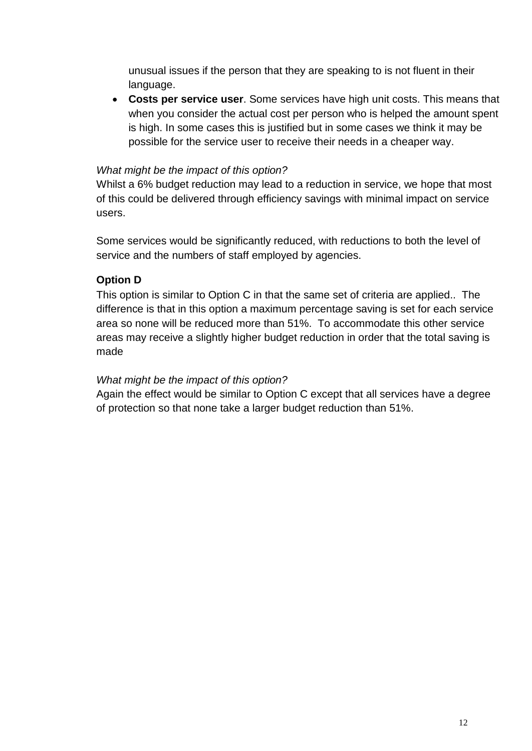unusual issues if the person that they are speaking to is not fluent in their language.

- **Costs per service user**. Some services have high unit costs. This means that when you consider the actual cost per person who is helped the amount spent is high. In some cases this is justified but in some cases we think it may be possible for the service user to receive their needs in a cheaper way.

*What might be the impact of this option?*

Whilst a 6% budget reduction may lead to a reduction in service, we hope that most of this could be delivered through efficiency savings with minimal impact on service users.

Some services would be significantly reduced, with reductions to both the level of service and the numbers of staff employed by agencies.

**Option D**

This option is similar to Option C in that the same set of criteria are applied.. The difference is that in this option a maximum percentage saving is set for each service area so none will be reduced more than 51%. To accommodate this other service areas may receive a slightly higher budget reduction in order that the total saving is made

*What might be the impact of this option?*

Again the effect would be similar to Option C except that all services have a degree of protection so that none take a larger budget reduction than 51%.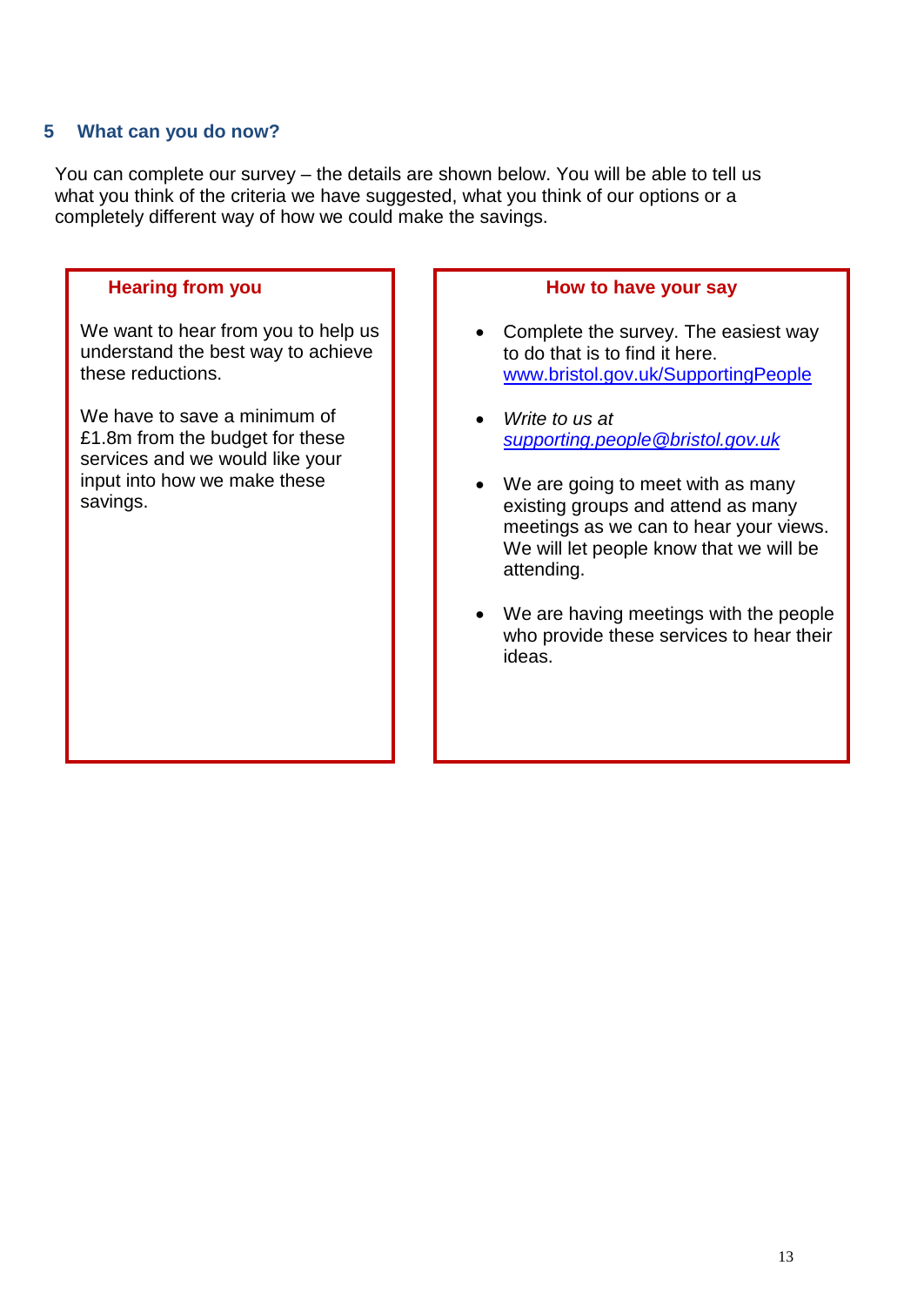## 5 What can you do now?

You can complete our survey – the details are shown below. You will be able to tell us what you think of the criteria we have suggested, what you think of our options or a completely different way of how we could make the savings.

### Hearing from you

We want to hear from you to help us understand the best way to achieve these reductions.

We have to save a minimum of £1.8m from the budget for these services and we would like your input into how we make these savings.

### How to have your say

- Complete the survey. The easiest way to do that is to find it here. www.bristol.gov.uk/SupportingPeople
- *Write to us at supporting.people@bristol.gov.uk*
- We are going to meet with as many existing groups and attend as many meetings as we can to hear your views. We will let people know that we will be attending.
- We are having meetings with the people who provide these services to hear their ideas.